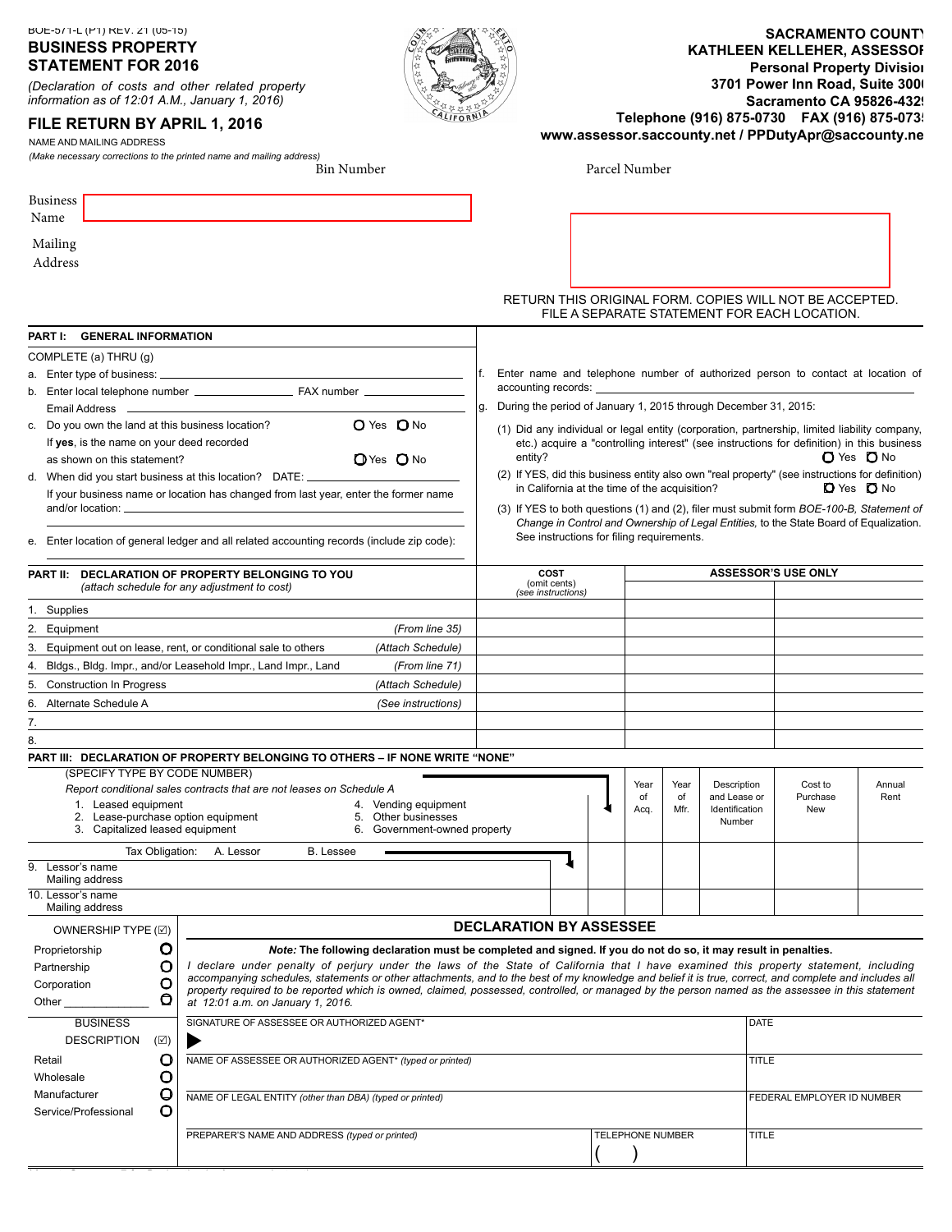BOE-571-L (P1) REV. 21 (05-15)

# BUSINESS PROPERTY STATEMENT FOR 2016

*(Declaration of costs and other related property information as of 12:01 A.M., January 1, 2016)*

## FILE RETURN BY APRIL 1, 2016

**SACRAMENTO COUNTY**
**KATHLEEN KELLEHER, ASSESSOR**
**Personal Property Division**
**3701 Power Inn Road, Suite 3000**
**Sacramento CA 95826-4329**
**Telephone (916) 875-0730 FAX (916) 875-0735**
**www.assessor.saccounty.net / PPDutyApr@saccounty.net**

NAME AND MAILING ADDRESS
*(Make necessary corrections to the printed name and mailing address)*

Bin Number

Parcel Number

Business Name

Mailing Address

RETURN THIS ORIGINAL FORM. COPIES WILL NOT BE ACCEPTED.
FILE A SEPARATE STATEMENT FOR EACH LOCATION.

## PART I: GENERAL INFORMATION

COMPLETE (a) THRU (g)

a. Enter type of business: ______

b. Enter local telephone number ______ FAX number ______
Email Address ______

c. Do you own the land at this business location? ○ Yes ○ No
If **yes**, is the name on your deed recorded as shown on this statement? ○ Yes ○ No

d. When did you start business at this location? DATE: ______
If your business name or location has changed from last year, enter the former name and/or location: ______

e. Enter location of general ledger and all related accounting records (include zip code): ______

f. Enter name and telephone number of authorized person to contact at location of accounting records: ______

g. During the period of January 1, 2015 through December 31, 2015:

(1) Did any individual or legal entity (corporation, partnership, limited liability company, etc.) acquire a "controlling interest" (see instructions for definition) in this business entity? ○ Yes ○ No

(2) If YES, did this business entity also own "real property" (see instructions for definition) in California at the time of the acquisition? ○ Yes ○ No

(3) If YES to both questions (1) and (2), filer must submit form BOE-100-B, *Statement of Change in Control and Ownership of Legal Entities,* to the State Board of Equalization. See instructions for filing requirements.

## PART II: DECLARATION OF PROPERTY BELONGING TO YOU

*(attach schedule for any adjustment to cost)*

| | | COST (omit cents) *(see instructions)* | ASSESSOR'S USE ONLY | |
|---|---|---|---|---|
| 1. Supplies | | | | |
| 2. Equipment | *(From line 35)* | | | |
| 3. Equipment out on lease, rent, or conditional sale to others | *(Attach Schedule)* | | | |
| 4. Bldgs., Bldg. Impr., and/or Leasehold Impr., Land Impr., Land | *(From line 71)* | | | |
| 5. Construction In Progress | *(Attach Schedule)* | | | |
| 6. Alternate Schedule A | *(See instructions)* | | | |
| 7. | | | | |
| 8. | | | | |

## PART III: DECLARATION OF PROPERTY BELONGING TO OTHERS – IF NONE WRITE "NONE"

(SPECIFY TYPE BY CODE NUMBER)
*Report conditional sales contracts that are not leases on Schedule A*

1. Leased equipment
2. Lease-purchase option equipment
3. Capitalized leased equipment
4. Vending equipment
5. Other businesses
6. Government-owned property

Tax Obligation: A. Lessor B. Lessee

| | Type | Tax Obligation | Year of Acq. | Year of Mfr. | Description and Lease or Identification Number | Cost to Purchase New | Annual Rent |
|---|---|---|---|---|---|---|---|
| 9. Lessor's name / Mailing address | | | | | | | |
| 10. Lessor's name / Mailing address | | | | | | | |

**OWNERSHIP TYPE (☑)**

- Proprietorship ○
- Partnership ○
- Corporation ○
- Other ______ ○

**BUSINESS DESCRIPTION (☑)**

- Retail ○
- Wholesale ○
- Manufacturer ○
- Service/Professional ○

## DECLARATION BY ASSESSEE

***Note:* The following declaration must be completed and signed. If you do not do so, it may result in penalties.**

*I declare under penalty of perjury under the laws of the State of California that I have examined this property statement, including accompanying schedules, statements or other attachments, and to the best of my knowledge and belief it is true, correct, and complete and includes all property required to be reported which is owned, claimed, possessed, controlled, or managed by the person named as the assessee in this statement at 12:01 a.m. on January 1, 2016.*

| | | |
|---|---|---|
| SIGNATURE OF ASSESSEE OR AUTHORIZED AGENT* ▶ | | DATE |
| NAME OF ASSESSEE OR AUTHORIZED AGENT* *(typed or printed)* | | TITLE |
| NAME OF LEGAL ENTITY *(other than DBA)* *(typed or printed)* | | FEDERAL EMPLOYER ID NUMBER |
| PREPARER'S NAME AND ADDRESS *(typed or printed)* | TELEPHONE NUMBER ( ) | TITLE |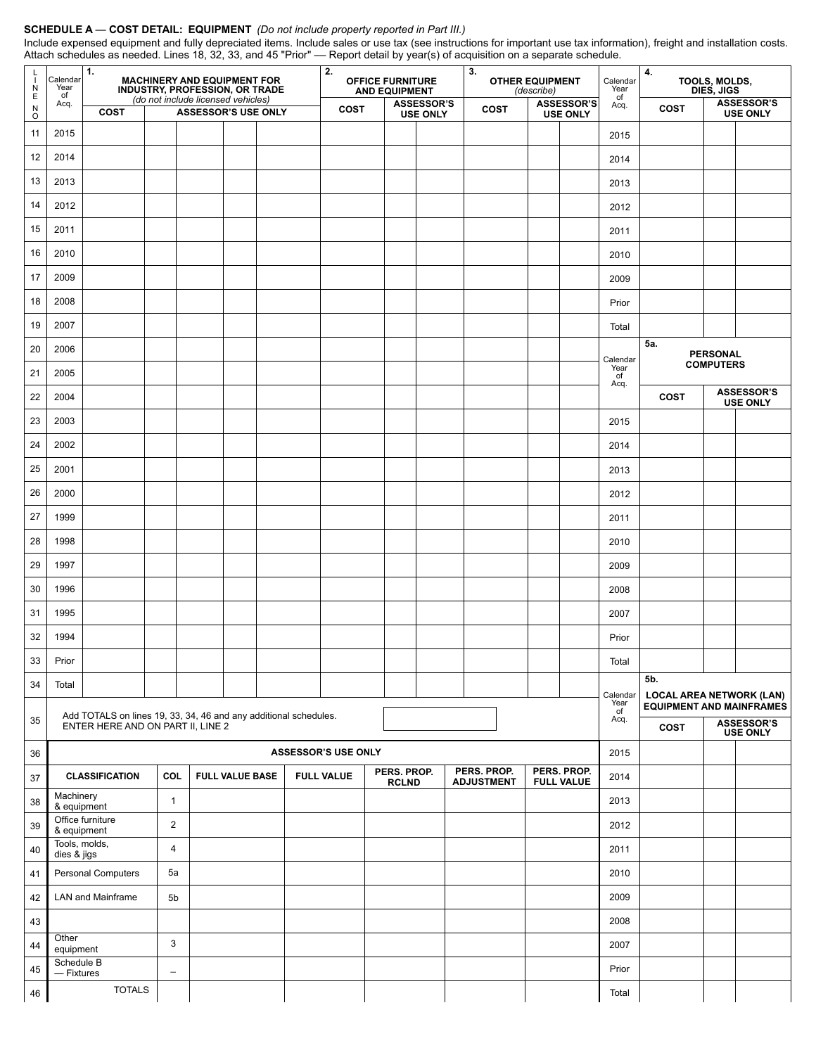## SCHEDULE A — COST DETAIL: EQUIPMENT *(Do not include property reported in Part III.)*

Include expensed equipment and fully depreciated items. Include sales or use tax (see instructions for important use tax information), freight and installation costs. Attach schedules as needed. Lines 18, 32, 33, and 45 "Prior" — Report detail by year(s) of acquisition on a separate schedule.

| LINE NO | Calendar Year of Acq. | 1. MACHINERY AND EQUIPMENT FOR INDUSTRY, PROFESSION, OR TRADE *(do not include licensed vehicles)* COST | ASSESSOR'S USE ONLY | | | | 2. OFFICE FURNITURE AND EQUIPMENT COST | ASSESSOR'S USE ONLY | | 3. OTHER EQUIPMENT *(describe)* COST | ASSESSOR'S USE ONLY | |
|---|---|---|---|---|---|---|---|---|---|---|---|---|
| 11 | 2015 | | | | | | | | | | | |
| 12 | 2014 | | | | | | | | | | | |
| 13 | 2013 | | | | | | | | | | | |
| 14 | 2012 | | | | | | | | | | | |
| 15 | 2011 | | | | | | | | | | | |
| 16 | 2010 | | | | | | | | | | | |
| 17 | 2009 | | | | | | | | | | | |
| 18 | 2008 | | | | | | | | | | | |
| 19 | 2007 | | | | | | | | | | | |
| 20 | 2006 | | | | | | | | | | | |
| 21 | 2005 | | | | | | | | | | | |
| 22 | 2004 | | | | | | | | | | | |
| 23 | 2003 | | | | | | | | | | | |
| 24 | 2002 | | | | | | | | | | | |
| 25 | 2001 | | | | | | | | | | | |
| 26 | 2000 | | | | | | | | | | | |
| 27 | 1999 | | | | | | | | | | | |
| 28 | 1998 | | | | | | | | | | | |
| 29 | 1997 | | | | | | | | | | | |
| 30 | 1996 | | | | | | | | | | | |
| 31 | 1995 | | | | | | | | | | | |
| 32 | 1994 | | | | | | | | | | | |
| 33 | Prior | | | | | | | | | | | |
| 34 | Total | | | | | | | | | | | |
| 35 | Add TOTALS on lines 19, 33, 34, 46 and any additional schedules. ENTER HERE AND ON PART II, LINE 2 | | | | | | | | | | | |

| Calendar Year of Acq. | 4. TOOLS, MOLDS, DIES, JIGS COST | ASSESSOR'S USE ONLY | |
|---|---|---|---|
| 2015 | | | |
| 2014 | | | |
| 2013 | | | |
| 2012 | | | |
| 2011 | | | |
| 2010 | | | |
| 2009 | | | |
| Prior | | | |
| Total | | | |

| Calendar Year of Acq. | 5a. PERSONAL COMPUTERS COST | ASSESSOR'S USE ONLY | |
|---|---|---|---|
| 2015 | | | |
| 2014 | | | |
| 2013 | | | |
| 2012 | | | |
| 2011 | | | |
| 2010 | | | |
| 2009 | | | |
| 2008 | | | |
| 2007 | | | |
| Prior | | | |
| Total | | | |

| Calendar Year of Acq. | 5b. LOCAL AREA NETWORK (LAN) EQUIPMENT AND MAINFRAMES COST | ASSESSOR'S USE ONLY | |
|---|---|---|---|
| 2015 | | | |
| 2014 | | | |
| 2013 | | | |
| 2012 | | | |
| 2011 | | | |
| 2010 | | | |
| 2009 | | | |
| 2008 | | | |
| 2007 | | | |
| Prior | | | |
| Total | | | |

**36 — ASSESSOR'S USE ONLY**

| LINE NO | CLASSIFICATION | COL | FULL VALUE BASE | FULL VALUE | PERS. PROP. RCLND | PERS. PROP. ADJUSTMENT | PERS. PROP. FULL VALUE |
|---|---|---|---|---|---|---|---|
| 38 | Machinery & equipment | 1 | | | | | |
| 39 | Office furniture & equipment | 2 | | | | | |
| 40 | Tools, molds, dies & jigs | 4 | | | | | |
| 41 | Personal Computers | 5a | | | | | |
| 42 | LAN and Mainframe | 5b | | | | | |
| 43 | | | | | | | |
| 44 | Other equipment | 3 | | | | | |
| 45 | Schedule B — Fixtures | – | | | | | |
| 46 | TOTALS | | | | | | |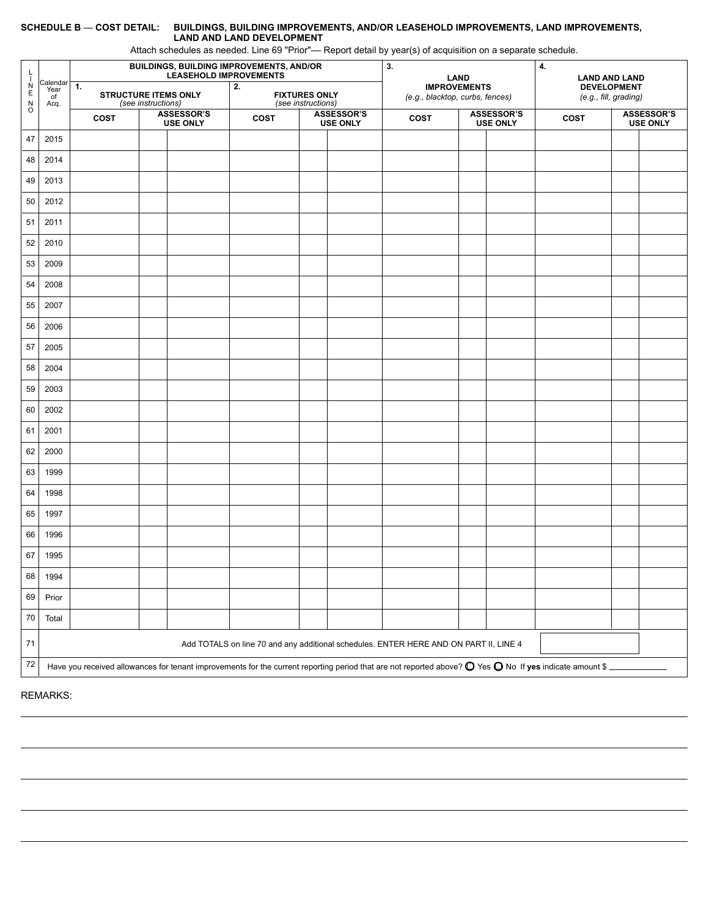**SCHEDULE B — COST DETAIL: BUILDINGS, BUILDING IMPROVEMENTS, AND/OR LEASEHOLD IMPROVEMENTS, LAND IMPROVEMENTS, LAND AND LAND DEVELOPMENT**

Attach schedules as needed. Line 69 "Prior"— Report detail by year(s) of acquisition on a separate schedule.

| LINE NO | Calendar Year of Acq. | BUILDINGS, BUILDING IMPROVEMENTS, AND/OR LEASEHOLD IMPROVEMENTS | | | | | | 3. LAND IMPROVEMENTS *(e.g., blacktop, curbs, fences)* | | | 4. LAND AND LAND DEVELOPMENT *(e.g., fill, grading)* | | |
|---|---|---|---|---|---|---|---|---|---|---|---|---|---|
| | | 1. STRUCTURE ITEMS ONLY *(see instructions)* | | | 2. FIXTURES ONLY *(see instructions)* | | | | | | | | |
| | | COST | ASSESSOR'S USE ONLY | | COST | ASSESSOR'S USE ONLY | | COST | ASSESSOR'S USE ONLY | | COST | ASSESSOR'S USE ONLY | |
| 47 | 2015 | | | | | | | | | | | | |
| 48 | 2014 | | | | | | | | | | | | |
| 49 | 2013 | | | | | | | | | | | | |
| 50 | 2012 | | | | | | | | | | | | |
| 51 | 2011 | | | | | | | | | | | | |
| 52 | 2010 | | | | | | | | | | | | |
| 53 | 2009 | | | | | | | | | | | | |
| 54 | 2008 | | | | | | | | | | | | |
| 55 | 2007 | | | | | | | | | | | | |
| 56 | 2006 | | | | | | | | | | | | |
| 57 | 2005 | | | | | | | | | | | | |
| 58 | 2004 | | | | | | | | | | | | |
| 59 | 2003 | | | | | | | | | | | | |
| 60 | 2002 | | | | | | | | | | | | |
| 61 | 2001 | | | | | | | | | | | | |
| 62 | 2000 | | | | | | | | | | | | |
| 63 | 1999 | | | | | | | | | | | | |
| 64 | 1998 | | | | | | | | | | | | |
| 65 | 1997 | | | | | | | | | | | | |
| 66 | 1996 | | | | | | | | | | | | |
| 67 | 1995 | | | | | | | | | | | | |
| 68 | 1994 | | | | | | | | | | | | |
| 69 | Prior | | | | | | | | | | | | |
| 70 | Total | | | | | | | | | | | | |
| 71 | Add TOTALS on line 70 and any additional schedules. ENTER HERE AND ON PART II, LINE 4 | | | | | | | | | | | | |
| 72 | Have you received allowances for tenant improvements for the current reporting period that are not reported above? ○ Yes ○ No If **yes** indicate amount $ ________ | | | | | | | | | | | | |

REMARKS: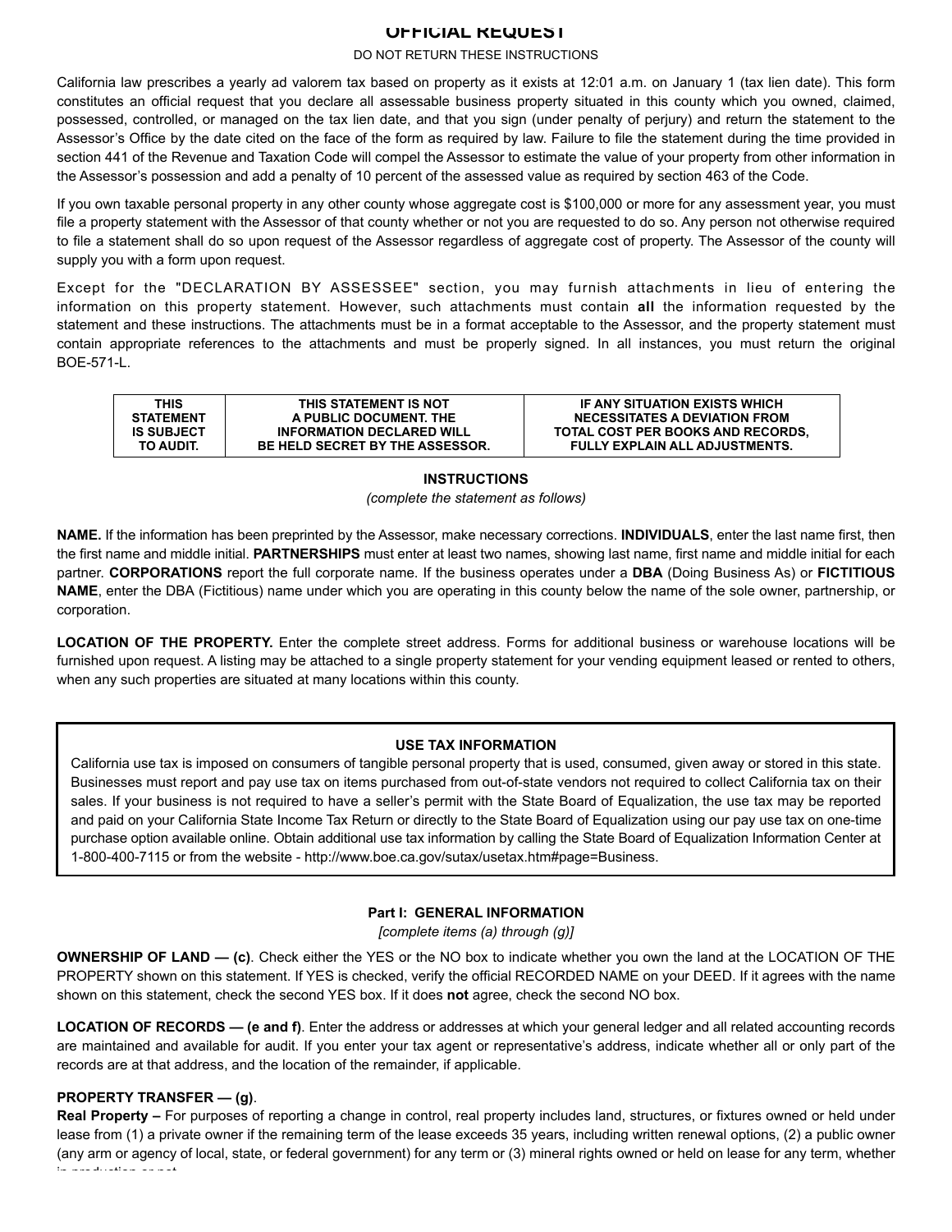# OFFICIAL REQUEST

DO NOT RETURN THESE INSTRUCTIONS

California law prescribes a yearly ad valorem tax based on property as it exists at 12:01 a.m. on January 1 (tax lien date). This form constitutes an official request that you declare all assessable business property situated in this county which you owned, claimed, possessed, controlled, or managed on the tax lien date, and that you sign (under penalty of perjury) and return the statement to the Assessor's Office by the date cited on the face of the form as required by law. Failure to file the statement during the time provided in section 441 of the Revenue and Taxation Code will compel the Assessor to estimate the value of your property from other information in the Assessor's possession and add a penalty of 10 percent of the assessed value as required by section 463 of the Code.

If you own taxable personal property in any other county whose aggregate cost is $100,000 or more for any assessment year, you must file a property statement with the Assessor of that county whether or not you are requested to do so. Any person not otherwise required to file a statement shall do so upon request of the Assessor regardless of aggregate cost of property. The Assessor of the county will supply you with a form upon request.

Except for the "DECLARATION BY ASSESSEE" section, you may furnish attachments in lieu of entering the information on this property statement. However, such attachments must contain **all** the information requested by the statement and these instructions. The attachments must be in a format acceptable to the Assessor, and the property statement must contain appropriate references to the attachments and must be properly signed. In all instances, you must return the original BOE-571-L.

| THIS STATEMENT IS SUBJECT TO AUDIT. | THIS STATEMENT IS NOT A PUBLIC DOCUMENT. THE INFORMATION DECLARED WILL BE HELD SECRET BY THE ASSESSOR. | IF ANY SITUATION EXISTS WHICH NECESSITATES A DEVIATION FROM TOTAL COST PER BOOKS AND RECORDS, FULLY EXPLAIN ALL ADJUSTMENTS. |
|---|---|---|

## INSTRUCTIONS

*(complete the statement as follows)*

**NAME.** If the information has been preprinted by the Assessor, make necessary corrections. **INDIVIDUALS**, enter the last name first, then the first name and middle initial. **PARTNERSHIPS** must enter at least two names, showing last name, first name and middle initial for each partner. **CORPORATIONS** report the full corporate name. If the business operates under a **DBA** (Doing Business As) or **FICTITIOUS NAME**, enter the DBA (Fictitious) name under which you are operating in this county below the name of the sole owner, partnership, or corporation.

**LOCATION OF THE PROPERTY.** Enter the complete street address. Forms for additional business or warehouse locations will be furnished upon request. A listing may be attached to a single property statement for your vending equipment leased or rented to others, when any such properties are situated at many locations within this county.

### USE TAX INFORMATION

California use tax is imposed on consumers of tangible personal property that is used, consumed, given away or stored in this state. Businesses must report and pay use tax on items purchased from out-of-state vendors not required to collect California tax on their sales. If your business is not required to have a seller's permit with the State Board of Equalization, the use tax may be reported and paid on your California State Income Tax Return or directly to the State Board of Equalization using our pay use tax on one-time purchase option available online. Obtain additional use tax information by calling the State Board of Equalization Information Center at 1-800-400-7115 or from the website - http://www.boe.ca.gov/sutax/usetax.htm#page=Business.

### Part I: GENERAL INFORMATION

*[complete items (a) through (g)]*

**OWNERSHIP OF LAND — (c)**. Check either the YES or the NO box to indicate whether you own the land at the LOCATION OF THE PROPERTY shown on this statement. If YES is checked, verify the official RECORDED NAME on your DEED. If it agrees with the name shown on this statement, check the second YES box. If it does **not** agree, check the second NO box.

**LOCATION OF RECORDS — (e and f)**. Enter the address or addresses at which your general ledger and all related accounting records are maintained and available for audit. If you enter your tax agent or representative's address, indicate whether all or only part of the records are at that address, and the location of the remainder, if applicable.

**PROPERTY TRANSFER — (g)**.

**Real Property –** For purposes of reporting a change in control, real property includes land, structures, or fixtures owned or held under lease from (1) a private owner if the remaining term of the lease exceeds 35 years, including written renewal options, (2) a public owner (any arm or agency of local, state, or federal government) for any term or (3) mineral rights owned or held on lease for any term, whether in production or not.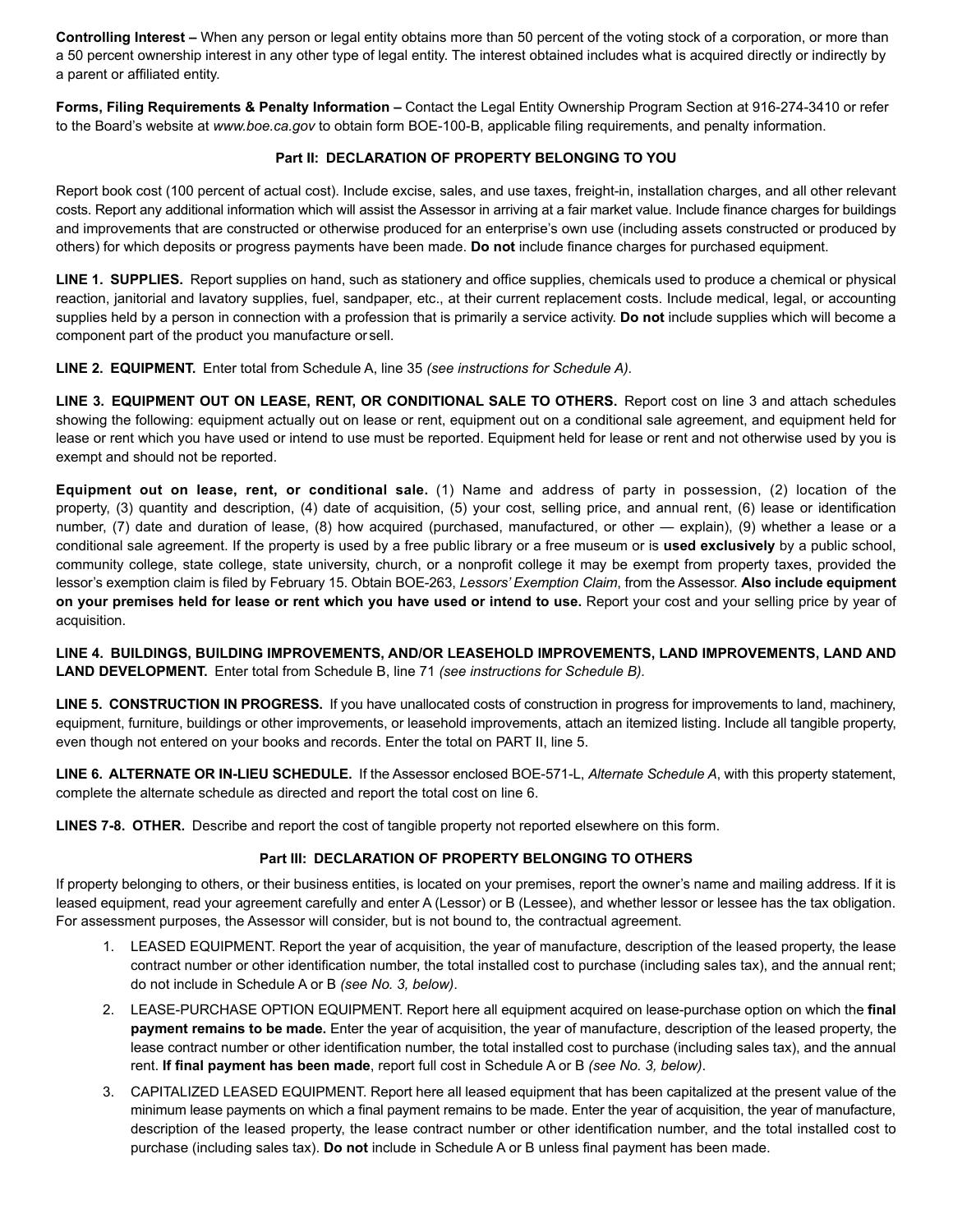**Controlling Interest –** When any person or legal entity obtains more than 50 percent of the voting stock of a corporation, or more than a 50 percent ownership interest in any other type of legal entity. The interest obtained includes what is acquired directly or indirectly by a parent or affiliated entity.

**Forms, Filing Requirements & Penalty Information –** Contact the Legal Entity Ownership Program Section at 916-274-3410 or refer to the Board's website at *www.boe.ca.gov* to obtain form BOE-100-B, applicable filing requirements, and penalty information.

## Part II: DECLARATION OF PROPERTY BELONGING TO YOU

Report book cost (100 percent of actual cost). Include excise, sales, and use taxes, freight-in, installation charges, and all other relevant costs. Report any additional information which will assist the Assessor in arriving at a fair market value. Include finance charges for buildings and improvements that are constructed or otherwise produced for an enterprise's own use (including assets constructed or produced by others) for which deposits or progress payments have been made. **Do not** include finance charges for purchased equipment.

**LINE 1. SUPPLIES.** Report supplies on hand, such as stationery and office supplies, chemicals used to produce a chemical or physical reaction, janitorial and lavatory supplies, fuel, sandpaper, etc., at their current replacement costs. Include medical, legal, or accounting supplies held by a person in connection with a profession that is primarily a service activity. **Do not** include supplies which will become a component part of the product you manufacture or sell.

**LINE 2. EQUIPMENT.** Enter total from Schedule A, line 35 *(see instructions for Schedule A).*

**LINE 3. EQUIPMENT OUT ON LEASE, RENT, OR CONDITIONAL SALE TO OTHERS.** Report cost on line 3 and attach schedules showing the following: equipment actually out on lease or rent, equipment out on a conditional sale agreement, and equipment held for lease or rent which you have used or intend to use must be reported. Equipment held for lease or rent and not otherwise used by you is exempt and should not be reported.

**Equipment out on lease, rent, or conditional sale.** (1) Name and address of party in possession, (2) location of the property, (3) quantity and description, (4) date of acquisition, (5) your cost, selling price, and annual rent, (6) lease or identification number, (7) date and duration of lease, (8) how acquired (purchased, manufactured, or other — explain), (9) whether a lease or a conditional sale agreement. If the property is used by a free public library or a free museum or is **used exclusively** by a public school, community college, state college, state university, church, or a nonprofit college it may be exempt from property taxes, provided the lessor's exemption claim is filed by February 15. Obtain BOE-263, *Lessors' Exemption Claim*, from the Assessor. **Also include equipment on your premises held for lease or rent which you have used or intend to use.** Report your cost and your selling price by year of acquisition.

**LINE 4. BUILDINGS, BUILDING IMPROVEMENTS, AND/OR LEASEHOLD IMPROVEMENTS, LAND IMPROVEMENTS, LAND AND LAND DEVELOPMENT.** Enter total from Schedule B, line 71 *(see instructions for Schedule B).*

**LINE 5. CONSTRUCTION IN PROGRESS.** If you have unallocated costs of construction in progress for improvements to land, machinery, equipment, furniture, buildings or other improvements, or leasehold improvements, attach an itemized listing. Include all tangible property, even though not entered on your books and records. Enter the total on PART II, line 5.

**LINE 6. ALTERNATE OR IN-LIEU SCHEDULE.** If the Assessor enclosed BOE-571-L, *Alternate Schedule A*, with this property statement, complete the alternate schedule as directed and report the total cost on line 6.

**LINES 7-8. OTHER.** Describe and report the cost of tangible property not reported elsewhere on this form.

## Part III: DECLARATION OF PROPERTY BELONGING TO OTHERS

If property belonging to others, or their business entities, is located on your premises, report the owner's name and mailing address. If it is leased equipment, read your agreement carefully and enter A (Lessor) or B (Lessee), and whether lessor or lessee has the tax obligation. For assessment purposes, the Assessor will consider, but is not bound to, the contractual agreement.

1. LEASED EQUIPMENT. Report the year of acquisition, the year of manufacture, description of the leased property, the lease contract number or other identification number, the total installed cost to purchase (including sales tax), and the annual rent; do not include in Schedule A or B *(see No. 3, below)*.
2. LEASE-PURCHASE OPTION EQUIPMENT. Report here all equipment acquired on lease-purchase option on which the **final payment remains to be made.** Enter the year of acquisition, the year of manufacture, description of the leased property, the lease contract number or other identification number, the total installed cost to purchase (including sales tax), and the annual rent. **If final payment has been made**, report full cost in Schedule A or B *(see No. 3, below)*.
3. CAPITALIZED LEASED EQUIPMENT. Report here all leased equipment that has been capitalized at the present value of the minimum lease payments on which a final payment remains to be made. Enter the year of acquisition, the year of manufacture, description of the leased property, the lease contract number or other identification number, and the total installed cost to purchase (including sales tax). **Do not** include in Schedule A or B unless final payment has been made.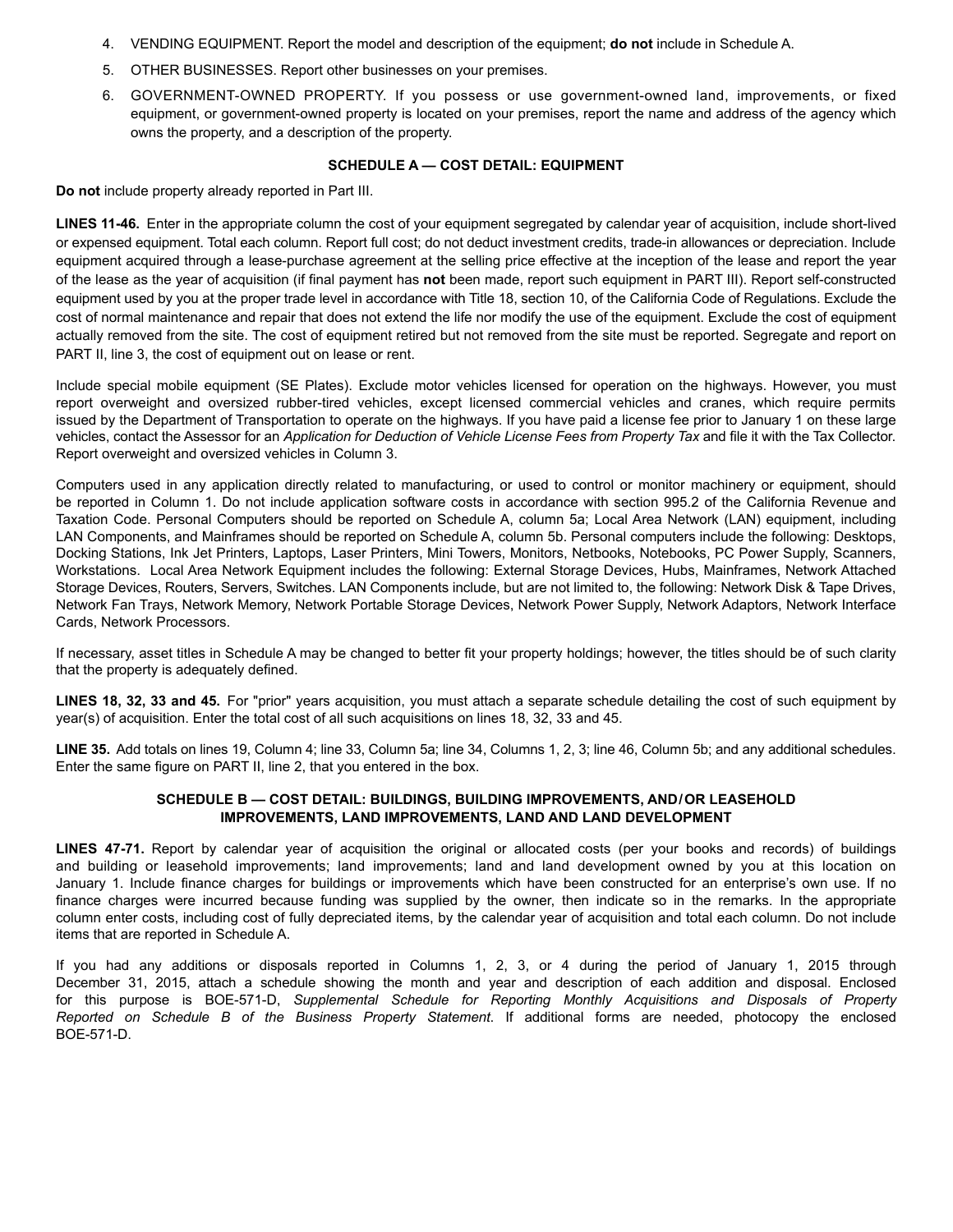4. VENDING EQUIPMENT. Report the model and description of the equipment; **do not** include in Schedule A.
5. OTHER BUSINESSES. Report other businesses on your premises.
6. GOVERNMENT-OWNED PROPERTY. If you possess or use government-owned land, improvements, or fixed equipment, or government-owned property is located on your premises, report the name and address of the agency which owns the property, and a description of the property.

### SCHEDULE A — COST DETAIL: EQUIPMENT

**Do not** include property already reported in Part III.

**LINES 11-46.** Enter in the appropriate column the cost of your equipment segregated by calendar year of acquisition, include short-lived or expensed equipment. Total each column. Report full cost; do not deduct investment credits, trade-in allowances or depreciation. Include equipment acquired through a lease-purchase agreement at the selling price effective at the inception of the lease and report the year of the lease as the year of acquisition (if final payment has **not** been made, report such equipment in PART III). Report self-constructed equipment used by you at the proper trade level in accordance with Title 18, section 10, of the California Code of Regulations. Exclude the cost of normal maintenance and repair that does not extend the life nor modify the use of the equipment. Exclude the cost of equipment actually removed from the site. The cost of equipment retired but not removed from the site must be reported. Segregate and report on PART II, line 3, the cost of equipment out on lease or rent.

Include special mobile equipment (SE Plates). Exclude motor vehicles licensed for operation on the highways. However, you must report overweight and oversized rubber-tired vehicles, except licensed commercial vehicles and cranes, which require permits issued by the Department of Transportation to operate on the highways. If you have paid a license fee prior to January 1 on these large vehicles, contact the Assessor for an *Application for Deduction of Vehicle License Fees from Property Tax* and file it with the Tax Collector. Report overweight and oversized vehicles in Column 3.

Computers used in any application directly related to manufacturing, or used to control or monitor machinery or equipment, should be reported in Column 1. Do not include application software costs in accordance with section 995.2 of the California Revenue and Taxation Code. Personal Computers should be reported on Schedule A, column 5a; Local Area Network (LAN) equipment, including LAN Components, and Mainframes should be reported on Schedule A, column 5b. Personal computers include the following: Desktops, Docking Stations, Ink Jet Printers, Laptops, Laser Printers, Mini Towers, Monitors, Netbooks, Notebooks, PC Power Supply, Scanners, Workstations. Local Area Network Equipment includes the following: External Storage Devices, Hubs, Mainframes, Network Attached Storage Devices, Routers, Servers, Switches. LAN Components include, but are not limited to, the following: Network Disk & Tape Drives, Network Fan Trays, Network Memory, Network Portable Storage Devices, Network Power Supply, Network Adaptors, Network Interface Cards, Network Processors.

If necessary, asset titles in Schedule A may be changed to better fit your property holdings; however, the titles should be of such clarity that the property is adequately defined.

**LINES 18, 32, 33 and 45.** For "prior" years acquisition, you must attach a separate schedule detailing the cost of such equipment by year(s) of acquisition. Enter the total cost of all such acquisitions on lines 18, 32, 33 and 45.

**LINE 35.** Add totals on lines 19, Column 4; line 33, Column 5a; line 34, Columns 1, 2, 3; line 46, Column 5b; and any additional schedules. Enter the same figure on PART II, line 2, that you entered in the box.

### SCHEDULE B — COST DETAIL: BUILDINGS, BUILDING IMPROVEMENTS, AND/OR LEASEHOLD IMPROVEMENTS, LAND IMPROVEMENTS, LAND AND LAND DEVELOPMENT

**LINES 47-71.** Report by calendar year of acquisition the original or allocated costs (per your books and records) of buildings and building or leasehold improvements; land improvements; land and land development owned by you at this location on January 1. Include finance charges for buildings or improvements which have been constructed for an enterprise's own use. If no finance charges were incurred because funding was supplied by the owner, then indicate so in the remarks. In the appropriate column enter costs, including cost of fully depreciated items, by the calendar year of acquisition and total each column. Do not include items that are reported in Schedule A.

If you had any additions or disposals reported in Columns 1, 2, 3, or 4 during the period of January 1, 2015 through December 31, 2015, attach a schedule showing the month and year and description of each addition and disposal. Enclosed for this purpose is BOE-571-D, *Supplemental Schedule for Reporting Monthly Acquisitions and Disposals of Property Reported on Schedule B of the Business Property Statement*. If additional forms are needed, photocopy the enclosed BOE-571-D.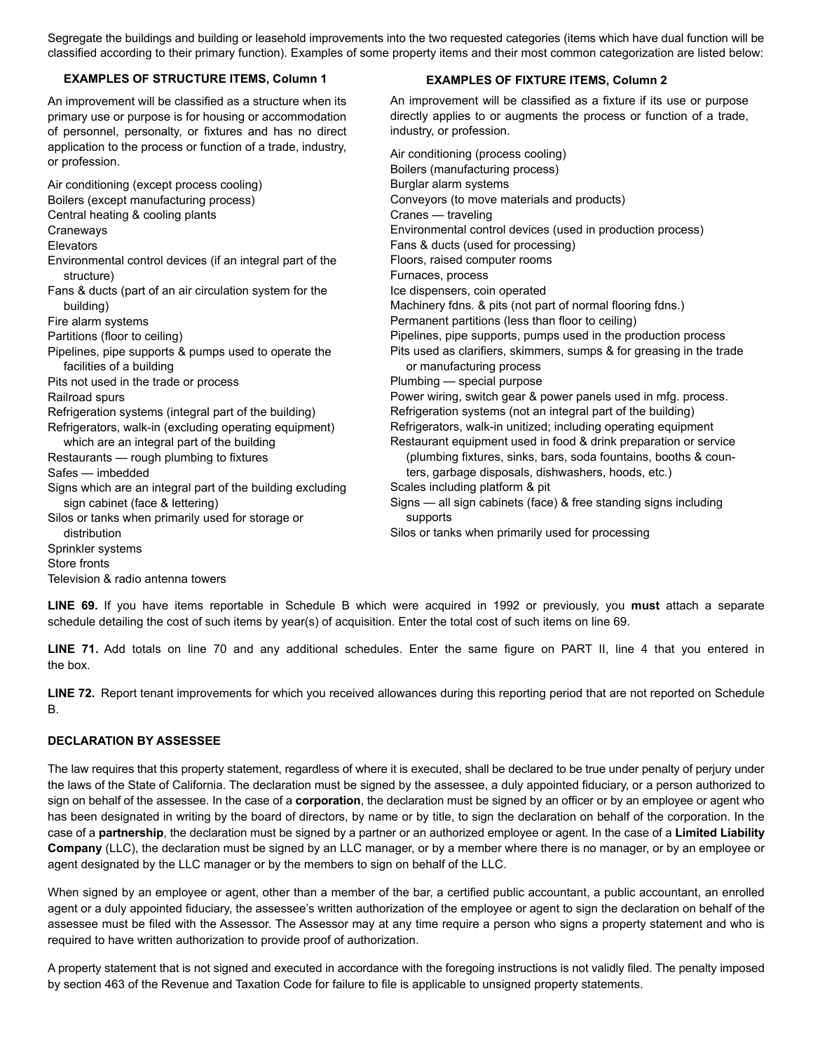Segregate the buildings and building or leasehold improvements into the two requested categories (items which have dual function will be classified according to their primary function). Examples of some property items and their most common categorization are listed below:

### EXAMPLES OF STRUCTURE ITEMS, Column 1

An improvement will be classified as a structure when its primary use or purpose is for housing or accommodation of personnel, personalty, or fixtures and has no direct application to the process or function of a trade, industry, or profession.

Air conditioning (except process cooling)
Boilers (except manufacturing process)
Central heating & cooling plants
Craneways
Elevators
Environmental control devices (if an integral part of the structure)
Fans & ducts (part of an air circulation system for the building)
Fire alarm systems
Partitions (floor to ceiling)
Pipelines, pipe supports & pumps used to operate the facilities of a building
Pits not used in the trade or process
Railroad spurs
Refrigeration systems (integral part of the building)
Refrigerators, walk-in (excluding operating equipment) which are an integral part of the building
Restaurants — rough plumbing to fixtures
Safes — imbedded
Signs which are an integral part of the building excluding sign cabinet (face & lettering)
Silos or tanks when primarily used for storage or distribution
Sprinkler systems
Store fronts
Television & radio antenna towers

### EXAMPLES OF FIXTURE ITEMS, Column 2

An improvement will be classified as a fixture if its use or purpose directly applies to or augments the process or function of a trade, industry, or profession.

Air conditioning (process cooling)
Boilers (manufacturing process)
Burglar alarm systems
Conveyors (to move materials and products)
Cranes — traveling
Environmental control devices (used in production process)
Fans & ducts (used for processing)
Floors, raised computer rooms
Furnaces, process
Ice dispensers, coin operated
Machinery fdns. & pits (not part of normal flooring fdns.)
Permanent partitions (less than floor to ceiling)
Pipelines, pipe supports, pumps used in the production process
Pits used as clarifiers, skimmers, sumps & for greasing in the trade or manufacturing process
Plumbing — special purpose
Power wiring, switch gear & power panels used in mfg. process.
Refrigeration systems (not an integral part of the building)
Refrigerators, walk-in unitized; including operating equipment
Restaurant equipment used in food & drink preparation or service (plumbing fixtures, sinks, bars, soda fountains, booths & counters, garbage disposals, dishwashers, hoods, etc.)
Scales including platform & pit
Signs — all sign cabinets (face) & free standing signs including supports
Silos or tanks when primarily used for processing

**LINE 69.** If you have items reportable in Schedule B which were acquired in 1992 or previously, you **must** attach a separate schedule detailing the cost of such items by year(s) of acquisition. Enter the total cost of such items on line 69.

**LINE 71.** Add totals on line 70 and any additional schedules. Enter the same figure on PART II, line 4 that you entered in the box.

**LINE 72.** Report tenant improvements for which you received allowances during this reporting period that are not reported on Schedule B.

### DECLARATION BY ASSESSEE

The law requires that this property statement, regardless of where it is executed, shall be declared to be true under penalty of perjury under the laws of the State of California. The declaration must be signed by the assessee, a duly appointed fiduciary, or a person authorized to sign on behalf of the assessee. In the case of a **corporation**, the declaration must be signed by an officer or by an employee or agent who has been designated in writing by the board of directors, by name or by title, to sign the declaration on behalf of the corporation. In the case of a **partnership**, the declaration must be signed by a partner or an authorized employee or agent. In the case of a **Limited Liability Company** (LLC), the declaration must be signed by an LLC manager, or by a member where there is no manager, or by an employee or agent designated by the LLC manager or by the members to sign on behalf of the LLC.

When signed by an employee or agent, other than a member of the bar, a certified public accountant, a public accountant, an enrolled agent or a duly appointed fiduciary, the assessee's written authorization of the employee or agent to sign the declaration on behalf of the assessee must be filed with the Assessor. The Assessor may at any time require a person who signs a property statement and who is required to have written authorization to provide proof of authorization.

A property statement that is not signed and executed in accordance with the foregoing instructions is not validly filed. The penalty imposed by section 463 of the Revenue and Taxation Code for failure to file is applicable to unsigned property statements.